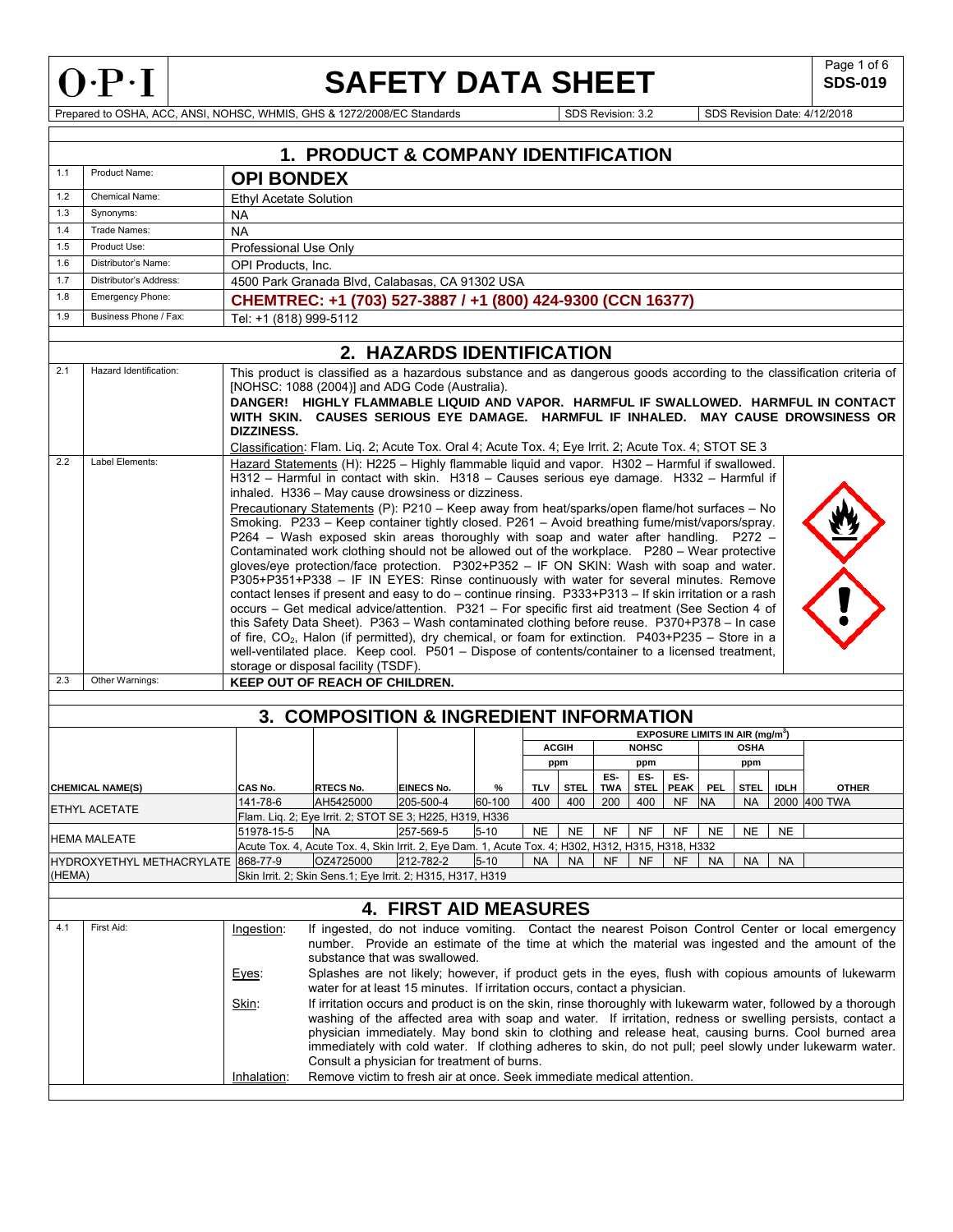# SAFETY DATA SHEET

**SDS-019**

Prepared to OSHA, ACC, ANSI, NOHSC, WHMIS, GHS & 1272/2008/EC Standards | SDS Revision: 3.2 | SDS Revision Date: 4/12/2018

## 1. PRODUCT & COMPANY IDENTIFICATION

| | | |
|---|---|---|
| 1.1 | Product Name: | **OPI BONDEX** |
| 1.2 | Chemical Name: | Ethyl Acetate Solution |
| 1.3 | Synonyms: | NA |
| 1.4 | Trade Names: | NA |
| 1.5 | Product Use: | Professional Use Only |
| 1.6 | Distributor's Name: | OPI Products, Inc. |
| 1.7 | Distributor's Address: | 4500 Park Granada Blvd, Calabasas, CA 91302 USA |
| 1.8 | Emergency Phone: | **CHEMTREC: +1 (703) 527-3887 / +1 (800) 424-9300 (CCN 16377)** |
| 1.9 | Business Phone / Fax: | Tel: +1 (818) 999-5112 |

## 2. HAZARDS IDENTIFICATION

**2.1 Hazard Identification:**

This product is classified as a hazardous substance and as dangerous goods according to the classification criteria of [NOHSC: 1088 (2004)] and ADG Code (Australia).

**DANGER! HIGHLY FLAMMABLE LIQUID AND VAPOR. HARMFUL IF SWALLOWED. HARMFUL IN CONTACT WITH SKIN. CAUSES SERIOUS EYE DAMAGE. HARMFUL IF INHALED. MAY CAUSE DROWSINESS OR DIZZINESS.**

Classification: Flam. Liq. 2; Acute Tox. Oral 4; Acute Tox. 4; Eye Irrit. 2; Acute Tox. 4; STOT SE 3

**2.2 Label Elements:**

Hazard Statements (H): H225 – Highly flammable liquid and vapor. H302 – Harmful if swallowed. H312 – Harmful in contact with skin. H318 – Causes serious eye damage. H332 – Harmful if inhaled. H336 – May cause drowsiness or dizziness.

Precautionary Statements (P): P210 – Keep away from heat/sparks/open flame/hot surfaces – No Smoking. P233 – Keep container tightly closed. P261 – Avoid breathing fume/mist/vapors/spray. P264 – Wash exposed skin areas thoroughly with soap and water after handling. P272 – Contaminated work clothing should not be allowed out of the workplace. P280 – Wear protective gloves/eye protection/face protection. P302+P352 – IF ON SKIN: Wash with soap and water. P305+P351+P338 – IF IN EYES: Rinse continuously with water for several minutes. Remove contact lenses if present and easy to do – continue rinsing. P333+P313 – If skin irritation or a rash occurs – Get medical advice/attention. P321 – For specific first aid treatment (See Section 4 of this Safety Data Sheet). P363 – Wash contaminated clothing before reuse. P370+P378 – In case of fire, $CO_2$, Halon (if permitted), dry chemical, or foam for extinction. P403+P235 – Store in a well-ventilated place. Keep cool. P501 – Dispose of contents/container to a licensed treatment, storage or disposal facility (TSDF).

**2.3 Other Warnings:** **KEEP OUT OF REACH OF CHILDREN.**

## 3. COMPOSITION & INGREDIENT INFORMATION

| | | | | | EXPOSURE LIMITS IN AIR (mg/m$^3$) | | | | | | | | |
|---|---|---|---|---|---|---|---|---|---|---|---|---|---|
| | | | | | ACGIH | | NOHSC | | | OSHA | | | |
| | | | | | ppm | | ppm | | | ppm | | | |
| **CHEMICAL NAME(S)** | **CAS No.** | **RTECS No.** | **EINECS No.** | **%** | **TLV** | **STEL** | **ES-TWA** | **ES-STEL** | **ES-PEAK** | **PEL** | **STEL** | **IDLH** | **OTHER** |
| ETHYL ACETATE | 141-78-6 | AH5425000 | 205-500-4 | 60-100 | 400 | 400 | 200 | 400 | NF | NA | NA | 2000 | 400 TWA |
| | Flam. Liq. 2; Eye Irrit. 2; STOT SE 3; H225, H319, H336 | | | | | | | | | | | | |
| HEMA MALEATE | 51978-15-5 | NA | 257-569-5 | 5-10 | NE | NE | NF | NF | NF | NE | NE | NE | |
| | Acute Tox. 4, Acute Tox. 4, Skin Irrit. 2, Eye Dam. 1, Acute Tox. 4; H302, H312, H315, H318, H332 | | | | | | | | | | | | |
| HYDROXYETHYL METHACRYLATE (HEMA) | 868-77-9 | OZ4725000 | 212-782-2 | 5-10 | NA | NA | NF | NF | NF | NA | NA | NA | |
| | Skin Irrit. 2; Skin Sens.1; Eye Irrit. 2; H315, H317, H319 | | | | | | | | | | | | |

## 4. FIRST AID MEASURES

**4.1 First Aid:**

Ingestion: If ingested, do not induce vomiting. Contact the nearest Poison Control Center or local emergency number. Provide an estimate of the time at which the material was ingested and the amount of the substance that was swallowed.

Eyes: Splashes are not likely; however, if product gets in the eyes, flush with copious amounts of lukewarm water for at least 15 minutes. If irritation occurs, contact a physician.

Skin: If irritation occurs and product is on the skin, rinse thoroughly with lukewarm water, followed by a thorough washing of the affected area with soap and water. If irritation, redness or swelling persists, contact a physician immediately. May bond skin to clothing and release heat, causing burns. Cool burned area immediately with cold water. If clothing adheres to skin, do not pull; peel slowly under lukewarm water. Consult a physician for treatment of burns.

Inhalation: Remove victim to fresh air at once. Seek immediate medical attention.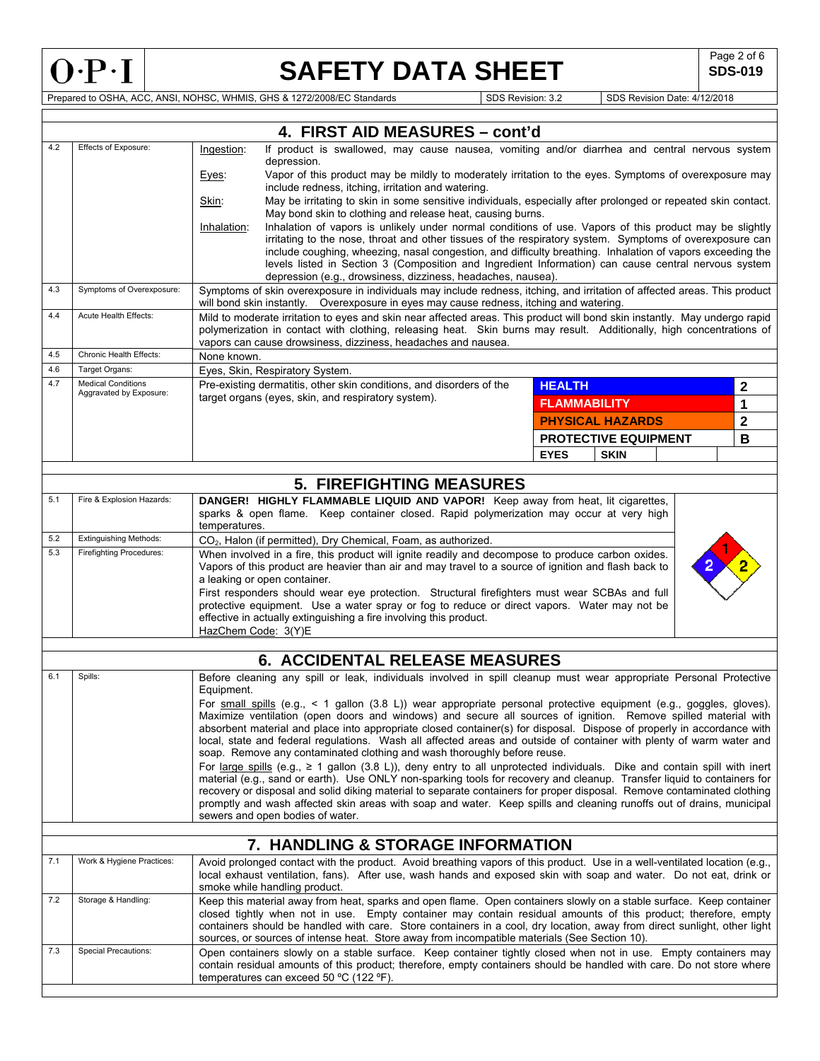## 4. FIRST AID MEASURES – cont'd

| | | |
|---|---|---|
| 4.2 | Effects of Exposure: | Ingestion: If product is swallowed, may cause nausea, vomiting and/or diarrhea and central nervous system depression.<br>Eyes: Vapor of this product may be mildly to moderately irritation to the eyes. Symptoms of overexposure may include redness, itching, irritation and watering.<br>Skin: May be irritating to skin in some sensitive individuals, especially after prolonged or repeated skin contact. May bond skin to clothing and release heat, causing burns.<br>Inhalation: Inhalation of vapors is unlikely under normal conditions of use. Vapors of this product may be slightly irritating to the nose, throat and other tissues of the respiratory system. Symptoms of overexposure can include coughing, wheezing, nasal congestion, and difficulty breathing. Inhalation of vapors exceeding the levels listed in Section 3 (Composition and Ingredient Information) can cause central nervous system depression (e.g., drowsiness, dizziness, headaches, nausea). |
| 4.3 | Symptoms of Overexposure: | Symptoms of skin overexposure in individuals may include redness, itching, and irritation of affected areas. This product will bond skin instantly. Overexposure in eyes may cause redness, itching and watering. |
| 4.4 | Acute Health Effects: | Mild to moderate irritation to eyes and skin near affected areas. This product will bond skin instantly. May undergo rapid polymerization in contact with clothing, releasing heat. Skin burns may result. Additionally, high concentrations of vapors can cause drowsiness, dizziness, headaches and nausea. |
| 4.5 | Chronic Health Effects: | None known. |
| 4.6 | Target Organs: | Eyes, Skin, Respiratory System. |
| 4.7 | Medical Conditions Aggravated by Exposure: | Pre-existing dermatitis, other skin conditions, and disorders of the target organs (eyes, skin, and respiratory system). |

| | |
|---|---|
| HEALTH | 2 |
| FLAMMABILITY | 1 |
| PHYSICAL HAZARDS | 2 |
| PROTECTIVE EQUIPMENT | B |
| EYES | SKIN |

## 5. FIREFIGHTING MEASURES

| | | |
|---|---|---|
| 5.1 | Fire & Explosion Hazards: | **DANGER! HIGHLY FLAMMABLE LIQUID AND VAPOR!** Keep away from heat, lit cigarettes, sparks & open flame. Keep container closed. Rapid polymerization may occur at very high temperatures. |
| 5.2 | Extinguishing Methods: | $CO_2$, Halon (if permitted), Dry Chemical, Foam, as authorized. |
| 5.3 | Firefighting Procedures: | When involved in a fire, this product will ignite readily and decompose to produce carbon oxides. Vapors of this product are heavier than air and may travel to a source of ignition and flash back to a leaking or open container.<br>First responders should wear eye protection. Structural firefighters must wear SCBAs and full protective equipment. Use a water spray or fog to reduce or direct vapors. Water may not be effective in actually extinguishing a fire involving this product.<br>HazChem Code: 3(Y)E |

NFPA: Flammability 1, Health 2, Instability 2

## 6. ACCIDENTAL RELEASE MEASURES

| | | |
|---|---|---|
| 6.1 | Spills: | Before cleaning any spill or leak, individuals involved in spill cleanup must wear appropriate Personal Protective Equipment.<br>For small spills (e.g., < 1 gallon (3.8 L)) wear appropriate personal protective equipment (e.g., goggles, gloves). Maximize ventilation (open doors and windows) and secure all sources of ignition. Remove spilled material with absorbent material and place into appropriate closed container(s) for disposal. Dispose of properly in accordance with local, state and federal regulations. Wash all affected areas and outside of container with plenty of warm water and soap. Remove any contaminated clothing and wash thoroughly before reuse.<br>For large spills (e.g., ≥ 1 gallon (3.8 L)), deny entry to all unprotected individuals. Dike and contain spill with inert material (e.g., sand or earth). Use ONLY non-sparking tools for recovery and cleanup. Transfer liquid to containers for recovery or disposal and solid diking material to separate containers for proper disposal. Remove contaminated clothing promptly and wash affected skin areas with soap and water. Keep spills and cleaning runoffs out of drains, municipal sewers and open bodies of water. |

## 7. HANDLING & STORAGE INFORMATION

| | | |
|---|---|---|
| 7.1 | Work & Hygiene Practices: | Avoid prolonged contact with the product. Avoid breathing vapors of this product. Use in a well-ventilated location (e.g., local exhaust ventilation, fans). After use, wash hands and exposed skin with soap and water. Do not eat, drink or smoke while handling product. |
| 7.2 | Storage & Handling: | Keep this material away from heat, sparks and open flame. Open containers slowly on a stable surface. Keep container closed tightly when not in use. Empty container may contain residual amounts of this product; therefore, empty containers should be handled with care. Store containers in a cool, dry location, away from direct sunlight, other light sources, or sources of intense heat. Store away from incompatible materials (See Section 10). |
| 7.3 | Special Precautions: | Open containers slowly on a stable surface. Keep container tightly closed when not in use. Empty containers may contain residual amounts of this product; therefore, empty containers should be handled with care. Do not store where temperatures can exceed 50 ºC (122 ºF). |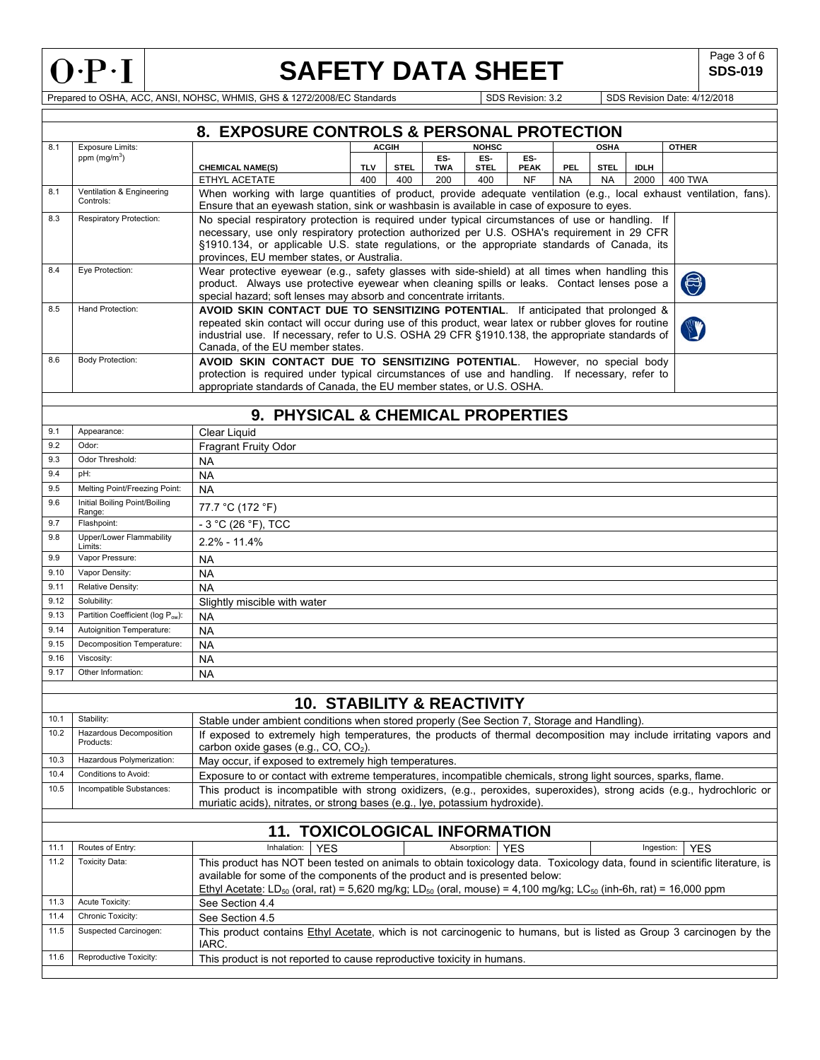## 8. EXPOSURE CONTROLS & PERSONAL PROTECTION

| | | | ACGIH | | NOHSC | | | OSHA | | | OTHER |
|---|---|---|---|---|---|---|---|---|---|---|---|
| 8.1 | Exposure Limits: ppm ($mg/m^3$) | CHEMICAL NAME(S) | TLV | STEL | ES-TWA | ES-STEL | ES-PEAK | PEL | STEL | IDLH | |
| | | ETHYL ACETATE | 400 | 400 | 200 | 400 | NF | NA | NA | 2000 | 400 TWA |

| | | |
|---|---|---|
| 8.1 | Ventilation & Engineering Controls: | When working with large quantities of product, provide adequate ventilation (e.g., local exhaust ventilation, fans). Ensure that an eyewash station, sink or washbasin is available in case of exposure to eyes. |
| 8.3 | Respiratory Protection: | No special respiratory protection is required under typical circumstances of use or handling. If necessary, use only respiratory protection authorized per U.S. OSHA's requirement in 29 CFR §1910.134, or applicable U.S. state regulations, or the appropriate standards of Canada, its provinces, EU member states, or Australia. |
| 8.4 | Eye Protection: | Wear protective eyewear (e.g., safety glasses with side-shield) at all times when handling this product. Always use protective eyewear when cleaning spills or leaks. Contact lenses pose a special hazard; soft lenses may absorb and concentrate irritants. |
| 8.5 | Hand Protection: | **AVOID SKIN CONTACT DUE TO SENSITIZING POTENTIAL**. If anticipated that prolonged & repeated skin contact will occur during use of this product, wear latex or rubber gloves for routine industrial use. If necessary, refer to U.S. OSHA 29 CFR §1910.138, the appropriate standards of Canada, of the EU member states. |
| 8.6 | Body Protection: | **AVOID SKIN CONTACT DUE TO SENSITIZING POTENTIAL**. However, no special body protection is required under typical circumstances of use and handling. If necessary, refer to appropriate standards of Canada, the EU member states, or U.S. OSHA. |

## 9. PHYSICAL & CHEMICAL PROPERTIES

| | | |
|---|---|---|
| 9.1 | Appearance: | Clear Liquid |
| 9.2 | Odor: | Fragrant Fruity Odor |
| 9.3 | Odor Threshold: | NA |
| 9.4 | pH: | NA |
| 9.5 | Melting Point/Freezing Point: | NA |
| 9.6 | Initial Boiling Point/Boiling Range: | 77.7 °C (172 °F) |
| 9.7 | Flashpoint: | - 3 °C (26 °F), TCC |
| 9.8 | Upper/Lower Flammability Limits: | 2.2% - 11.4% |
| 9.9 | Vapor Pressure: | NA |
| 9.10 | Vapor Density: | NA |
| 9.11 | Relative Density: | NA |
| 9.12 | Solubility: | Slightly miscible with water |
| 9.13 | Partition Coefficient (log $P_{ow}$): | NA |
| 9.14 | Autoignition Temperature: | NA |
| 9.15 | Decomposition Temperature: | NA |
| 9.16 | Viscosity: | NA |
| 9.17 | Other Information: | NA |

## 10. STABILITY & REACTIVITY

| | | |
|---|---|---|
| 10.1 | Stability: | Stable under ambient conditions when stored properly (See Section 7, Storage and Handling). |
| 10.2 | Hazardous Decomposition Products: | If exposed to extremely high temperatures, the products of thermal decomposition may include irritating vapors and carbon oxide gases (e.g., $CO$, $CO_2$). |
| 10.3 | Hazardous Polymerization: | May occur, if exposed to extremely high temperatures. |
| 10.4 | Conditions to Avoid: | Exposure to or contact with extreme temperatures, incompatible chemicals, strong light sources, sparks, flame. |
| 10.5 | Incompatible Substances: | This product is incompatible with strong oxidizers, (e.g., peroxides, superoxides), strong acids (e.g., hydrochloric or muriatic acids), nitrates, or strong bases (e.g., lye, potassium hydroxide). |

## 11. TOXICOLOGICAL INFORMATION

| | | |
|---|---|---|
| 11.1 | Routes of Entry: | Inhalation: YES; Absorption: YES; Ingestion: YES |
| 11.2 | Toxicity Data: | This product has NOT been tested on animals to obtain toxicology data. Toxicology data, found in scientific literature, is available for some of the components of the product and is presented below: Ethyl Acetate: $LD_{50}$ (oral, rat) = 5,620 mg/kg; $LD_{50}$ (oral, mouse) = 4,100 mg/kg; $LC_{50}$ (inh-6h, rat) = 16,000 ppm |
| 11.3 | Acute Toxicity: | See Section 4.4 |
| 11.4 | Chronic Toxicity: | See Section 4.5 |
| 11.5 | Suspected Carcinogen: | This product contains Ethyl Acetate, which is not carcinogenic to humans, but is listed as Group 3 carcinogen by the IARC. |
| 11.6 | Reproductive Toxicity: | This product is not reported to cause reproductive toxicity in humans. |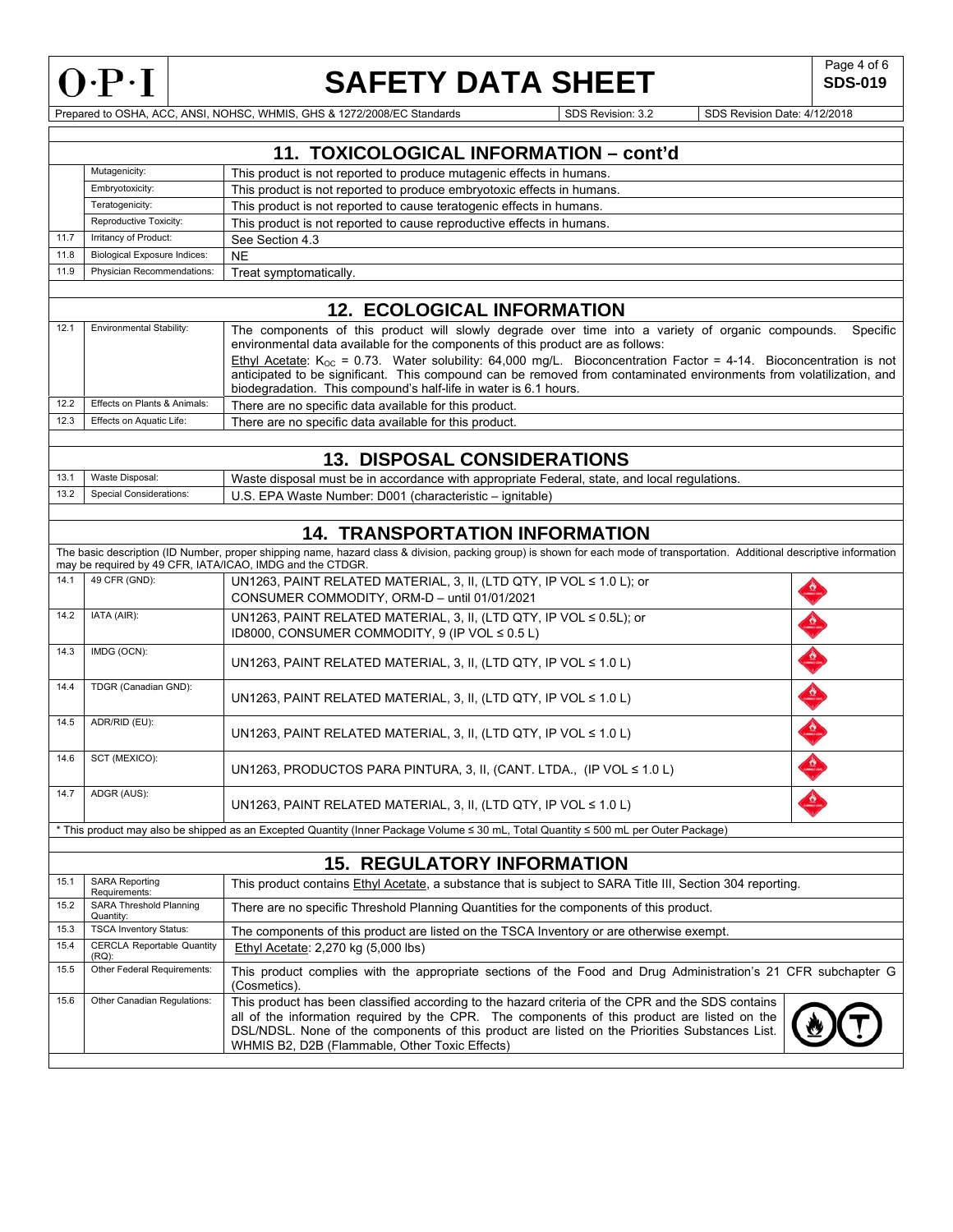## 11. TOXICOLOGICAL INFORMATION – cont'd

| | | |
|---|---|---|
| | Mutagenicity: | This product is not reported to produce mutagenic effects in humans. |
| | Embryotoxicity: | This product is not reported to produce embryotoxic effects in humans. |
| | Teratogenicity: | This product is not reported to cause teratogenic effects in humans. |
| | Reproductive Toxicity: | This product is not reported to cause reproductive effects in humans. |
| 11.7 | Irritancy of Product: | See Section 4.3 |
| 11.8 | Biological Exposure Indices: | NE |
| 11.9 | Physician Recommendations: | Treat symptomatically. |

## 12. ECOLOGICAL INFORMATION

| | | |
|---|---|---|
| 12.1 | Environmental Stability: | The components of this product will slowly degrade over time into a variety of organic compounds. Specific environmental data available for the components of this product are as follows: Ethyl Acetate: $K_{OC}$ = 0.73. Water solubility: 64,000 mg/L. Bioconcentration Factor = 4-14. Bioconcentration is not anticipated to be significant. This compound can be removed from contaminated environments from volatilization, and biodegradation. This compound's half-life in water is 6.1 hours. |
| 12.2 | Effects on Plants & Animals: | There are no specific data available for this product. |
| 12.3 | Effects on Aquatic Life: | There are no specific data available for this product. |

## 13. DISPOSAL CONSIDERATIONS

| | | |
|---|---|---|
| 13.1 | Waste Disposal: | Waste disposal must be in accordance with appropriate Federal, state, and local regulations. |
| 13.2 | Special Considerations: | U.S. EPA Waste Number: D001 (characteristic – ignitable) |

## 14. TRANSPORTATION INFORMATION

The basic description (ID Number, proper shipping name, hazard class & division, packing group) is shown for each mode of transportation. Additional descriptive information may be required by 49 CFR, IATA/ICAO, IMDG and the CTDGR.

| | | |
|---|---|---|
| 14.1 | 49 CFR (GND): | UN1263, PAINT RELATED MATERIAL, 3, II, (LTD QTY, IP VOL ≤ 1.0 L); or CONSUMER COMMODITY, ORM-D – until 01/01/2021 |
| 14.2 | IATA (AIR): | UN1263, PAINT RELATED MATERIAL, 3, II, (LTD QTY, IP VOL ≤ 0.5L); or ID8000, CONSUMER COMMODITY, 9 (IP VOL ≤ 0.5 L) |
| 14.3 | IMDG (OCN): | UN1263, PAINT RELATED MATERIAL, 3, II, (LTD QTY, IP VOL ≤ 1.0 L) |
| 14.4 | TDGR (Canadian GND): | UN1263, PAINT RELATED MATERIAL, 3, II, (LTD QTY, IP VOL ≤ 1.0 L) |
| 14.5 | ADR/RID (EU): | UN1263, PAINT RELATED MATERIAL, 3, II, (LTD QTY, IP VOL ≤ 1.0 L) |
| 14.6 | SCT (MEXICO): | UN1263, PRODUCTOS PARA PINTURA, 3, II, (CANT. LTDA., (IP VOL ≤ 1.0 L) |
| 14.7 | ADGR (AUS): | UN1263, PAINT RELATED MATERIAL, 3, II, (LTD QTY, IP VOL ≤ 1.0 L) |

* This product may also be shipped as an Excepted Quantity (Inner Package Volume ≤ 30 mL, Total Quantity ≤ 500 mL per Outer Package)

## 15. REGULATORY INFORMATION

| | | |
|---|---|---|
| 15.1 | SARA Reporting Requirements: | This product contains Ethyl Acetate, a substance that is subject to SARA Title III, Section 304 reporting. |
| 15.2 | SARA Threshold Planning Quantity: | There are no specific Threshold Planning Quantities for the components of this product. |
| 15.3 | TSCA Inventory Status: | The components of this product are listed on the TSCA Inventory or are otherwise exempt. |
| 15.4 | CERCLA Reportable Quantity (RQ): | Ethyl Acetate: 2,270 kg (5,000 lbs) |
| 15.5 | Other Federal Requirements: | This product complies with the appropriate sections of the Food and Drug Administration's 21 CFR subchapter G (Cosmetics). |
| 15.6 | Other Canadian Regulations: | This product has been classified according to the hazard criteria of the CPR and the SDS contains all of the information required by the CPR. The components of this product are listed on the DSL/NDSL. None of the components of this product are listed on the Priorities Substances List. WHMIS B2, D2B (Flammable, Other Toxic Effects) |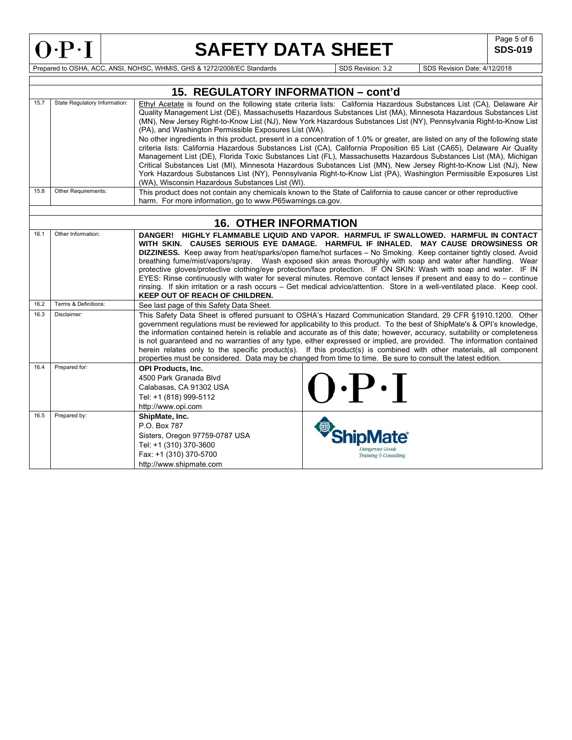## 15. REGULATORY INFORMATION – cont'd

| | | |
|---|---|---|
| 15.7 | State Regulatory Information: | Ethyl Acetate is found on the following state criteria lists: California Hazardous Substances List (CA), Delaware Air Quality Management List (DE), Massachusetts Hazardous Substances List (MA), Minnesota Hazardous Substances List (MN), New Jersey Right-to-Know List (NJ), New York Hazardous Substances List (NY), Pennsylvania Right-to-Know List (PA), and Washington Permissible Exposures List (WA). No other ingredients in this product, present in a concentration of 1.0% or greater, are listed on any of the following state criteria lists: California Hazardous Substances List (CA), California Proposition 65 List (CA65), Delaware Air Quality Management List (DE), Florida Toxic Substances List (FL), Massachusetts Hazardous Substances List (MA), Michigan Critical Substances List (MI), Minnesota Hazardous Substances List (MN), New Jersey Right-to-Know List (NJ), New York Hazardous Substances List (NY), Pennsylvania Right-to-Know List (PA), Washington Permissible Exposures List (WA), Wisconsin Hazardous Substances List (WI). |
| 15.8 | Other Requirements: | This product does not contain any chemicals known to the State of California to cause cancer or other reproductive harm. For more information, go to www.P65warnings.ca.gov. |

## 16. OTHER INFORMATION

| | | |
|---|---|---|
| 16.1 | Other Information: | **DANGER! HIGHLY FLAMMABLE LIQUID AND VAPOR. HARMFUL IF SWALLOWED. HARMFUL IN CONTACT WITH SKIN. CAUSES SERIOUS EYE DAMAGE. HARMFUL IF INHALED. MAY CAUSE DROWSINESS OR DIZZINESS.** Keep away from heat/sparks/open flame/hot surfaces – No Smoking. Keep container tightly closed. Avoid breathing fume/mist/vapors/spray. Wash exposed skin areas thoroughly with soap and water after handling. Wear protective gloves/protective clothing/eye protection/face protection. IF ON SKIN: Wash with soap and water. IF IN EYES: Rinse continuously with water for several minutes. Remove contact lenses if present and easy to do – continue rinsing. If skin irritation or a rash occurs – Get medical advice/attention. Store in a well-ventilated place. Keep cool. **KEEP OUT OF REACH OF CHILDREN.** |
| 16.2 | Terms & Definitions: | See last page of this Safety Data Sheet. |
| 16.3 | Disclaimer: | This Safety Data Sheet is offered pursuant to OSHA's Hazard Communication Standard, 29 CFR §1910.1200. Other government regulations must be reviewed for applicability to this product. To the best of ShipMate's & OPI's knowledge, the information contained herein is reliable and accurate as of this date; however, accuracy, suitability or completeness is not guaranteed and no warranties of any type, either expressed or implied, are provided. The information contained herein relates only to the specific product(s). If this product(s) is combined with other materials, all component properties must be considered. Data may be changed from time to time. Be sure to consult the latest edition. |
| 16.4 | Prepared for: | **OPI Products, Inc.** 4500 Park Granada Blvd Calabasas, CA 91302 USA Tel: +1 (818) 999-5112 http://www.opi.com |
| 16.5 | Prepared by: | **ShipMate, Inc.** P.O. Box 787 Sisters, Oregon 97759-0787 USA Tel: +1 (310) 370-3600 Fax: +1 (310) 370-5700 http://www.shipmate.com |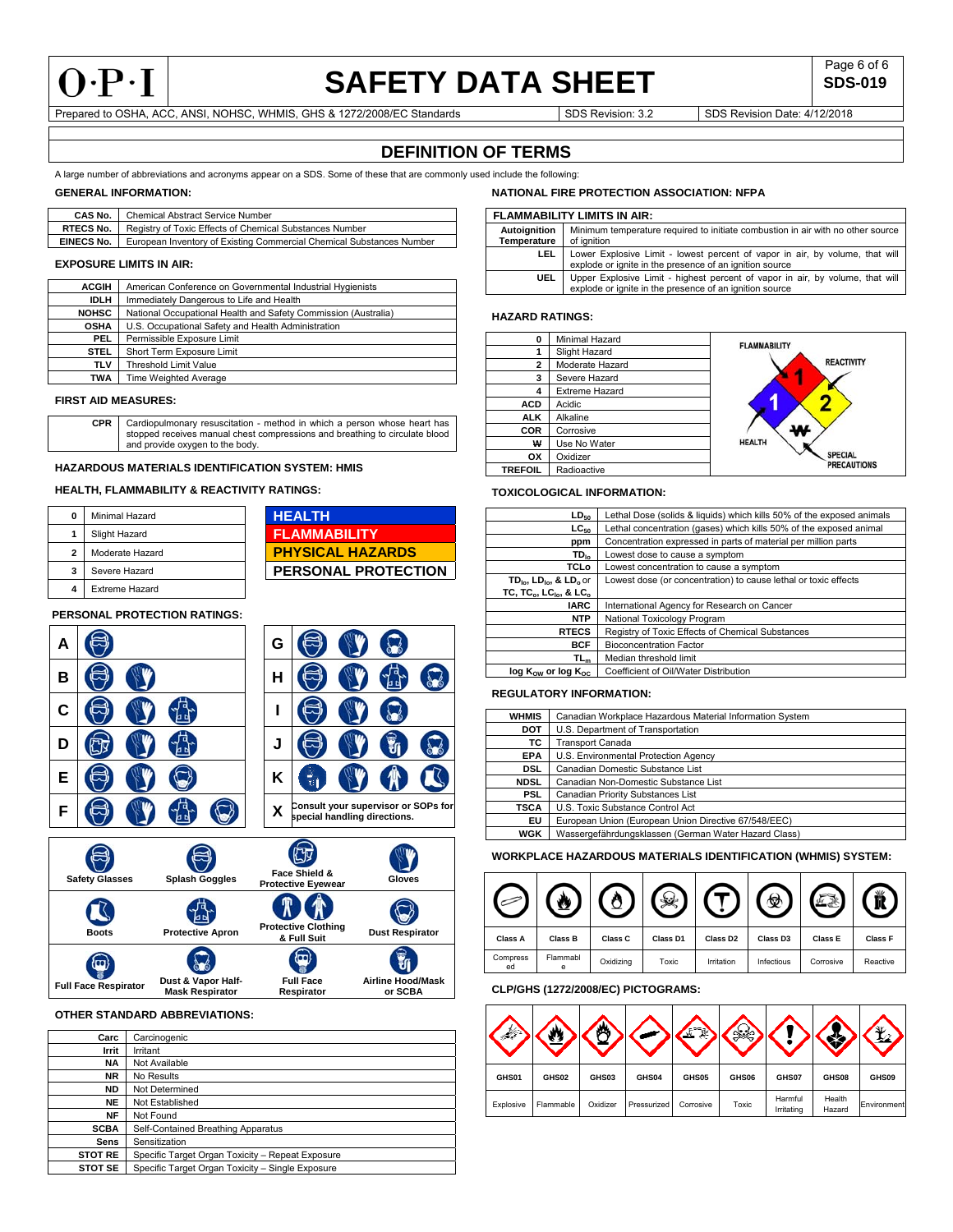# SAFETY DATA SHEET

Prepared to OSHA, ACC, ANSI, NOHSC, WHMIS, GHS & 1272/2008/EC Standards | SDS Revision: 3.2 | SDS Revision Date: 4/12/2018

SDS-019

## DEFINITION OF TERMS

A large number of abbreviations and acronyms appear on a SDS. Some of these that are commonly used include the following:

### GENERAL INFORMATION:

| | |
|---|---|
| CAS No. | Chemical Abstract Service Number |
| RTECS No. | Registry of Toxic Effects of Chemical Substances Number |
| EINECS No. | European Inventory of Existing Commercial Chemical Substances Number |

### EXPOSURE LIMITS IN AIR:

| | |
|---|---|
| ACGIH | American Conference on Governmental Industrial Hygienists |
| IDLH | Immediately Dangerous to Life and Health |
| NOHSC | National Occupational Health and Safety Commission (Australia) |
| OSHA | U.S. Occupational Safety and Health Administration |
| PEL | Permissible Exposure Limit |
| STEL | Short Term Exposure Limit |
| TLV | Threshold Limit Value |
| TWA | Time Weighted Average |

### FIRST AID MEASURES:

| | |
|---|---|
| CPR | Cardiopulmonary resuscitation - method in which a person whose heart has stopped receives manual chest compressions and breathing to circulate blood and provide oxygen to the body. |

### HAZARDOUS MATERIALS IDENTIFICATION SYSTEM: HMIS

### HEALTH, FLAMMABILITY & REACTIVITY RATINGS:

| | |
|---|---|
| 0 | Minimal Hazard |
| 1 | Slight Hazard |
| 2 | Moderate Hazard |
| 3 | Severe Hazard |
| 4 | Extreme Hazard |

HEALTH
FLAMMABILITY
PHYSICAL HAZARDS
PERSONAL PROTECTION

### PERSONAL PROTECTION RATINGS:

A, B, C, D, E, F, G, H, I, J, K

X — Consult your supervisor or SOPs for special handling directions.

Safety Glasses; Splash Goggles; Face Shield & Protective Eyewear; Gloves; Boots; Protective Apron; Protective Clothing & Full Suit; Dust Respirator; Full Face Respirator; Dust & Vapor Half-Mask Respirator; Full Face Respirator; Airline Hood/Mask or SCBA

### OTHER STANDARD ABBREVIATIONS:

| | |
|---|---|
| Carc | Carcinogenic |
| Irrit | Irritant |
| NA | Not Available |
| NR | No Results |
| ND | Not Determined |
| NE | Not Established |
| NF | Not Found |
| SCBA | Self-Contained Breathing Apparatus |
| Sens | Sensitization |
| STOT RE | Specific Target Organ Toxicity – Repeat Exposure |
| STOT SE | Specific Target Organ Toxicity – Single Exposure |

### NATIONAL FIRE PROTECTION ASSOCIATION: NFPA

| FLAMMABILITY LIMITS IN AIR: | |
|---|---|
| Autoignition Temperature | Minimum temperature required to initiate combustion in air with no other source of ignition |
| LEL | Lower Explosive Limit - lowest percent of vapor in air, by volume, that will explode or ignite in the presence of an ignition source |
| UEL | Upper Explosive Limit - highest percent of vapor in air, by volume, that will explode or ignite in the presence of an ignition source |

### HAZARD RATINGS:

| | |
|---|---|
| 0 | Minimal Hazard |
| 1 | Slight Hazard |
| 2 | Moderate Hazard |
| 3 | Severe Hazard |
| 4 | Extreme Hazard |
| ACD | Acidic |
| ALK | Alkaline |
| COR | Corrosive |
| W̶ | Use No Water |
| OX | Oxidizer |
| TREFOIL | Radioactive |

FLAMMABILITY
REACTIVITY
HEALTH
SPECIAL PRECAUTIONS

### TOXICOLOGICAL INFORMATION:

| | |
|---|---|
| $LD_{50}$ | Lethal Dose (solids & liquids) which kills 50% of the exposed animals |
| $LC_{50}$ | Lethal concentration (gases) which kills 50% of the exposed animal |
| ppm | Concentration expressed in parts of material per million parts |
| $TD_{lo}$ | Lowest dose to cause a symptom |
| TCLo | Lowest concentration to cause a symptom |
| $TD_{lo}$, $LD_{lo}$, & $LD_{o}$ or TC, $TC_{o}$, $LC_{lo}$, & $LC_{o}$ | Lowest dose (or concentration) to cause lethal or toxic effects |
| IARC | International Agency for Research on Cancer |
| NTP | National Toxicology Program |
| RTECS | Registry of Toxic Effects of Chemical Substances |
| BCF | Bioconcentration Factor |
| $TL_{m}$ | Median threshold limit |
| log $K_{OW}$ or log $K_{OC}$ | Coefficient of Oil/Water Distribution |

### REGULATORY INFORMATION:

| | |
|---|---|
| WHMIS | Canadian Workplace Hazardous Material Information System |
| DOT | U.S. Department of Transportation |
| TC | Transport Canada |
| EPA | U.S. Environmental Protection Agency |
| DSL | Canadian Domestic Substance List |
| NDSL | Canadian Non-Domestic Substance List |
| PSL | Canadian Priority Substances List |
| TSCA | U.S. Toxic Substance Control Act |
| EU | European Union (European Union Directive 67/548/EEC) |
| WGK | Wassergefährdungsklassen (German Water Hazard Class) |

### WORKPLACE HAZARDOUS MATERIALS IDENTIFICATION (WHMIS) SYSTEM:

| Class A | Class B | Class C | Class D1 | Class D2 | Class D3 | Class E | Class F |
|---|---|---|---|---|---|---|---|
| Compressed | Flammable | Oxidizing | Toxic | Irritation | Infectious | Corrosive | Reactive |

### CLP/GHS (1272/2008/EC) PICTOGRAMS:

| GHS01 | GHS02 | GHS03 | GHS04 | GHS05 | GHS06 | GHS07 | GHS08 | GHS09 |
|---|---|---|---|---|---|---|---|---|
| Explosive | Flammable | Oxidizer | Pressurized | Corrosive | Toxic | Harmful Irritating | Health Hazard | Environment |